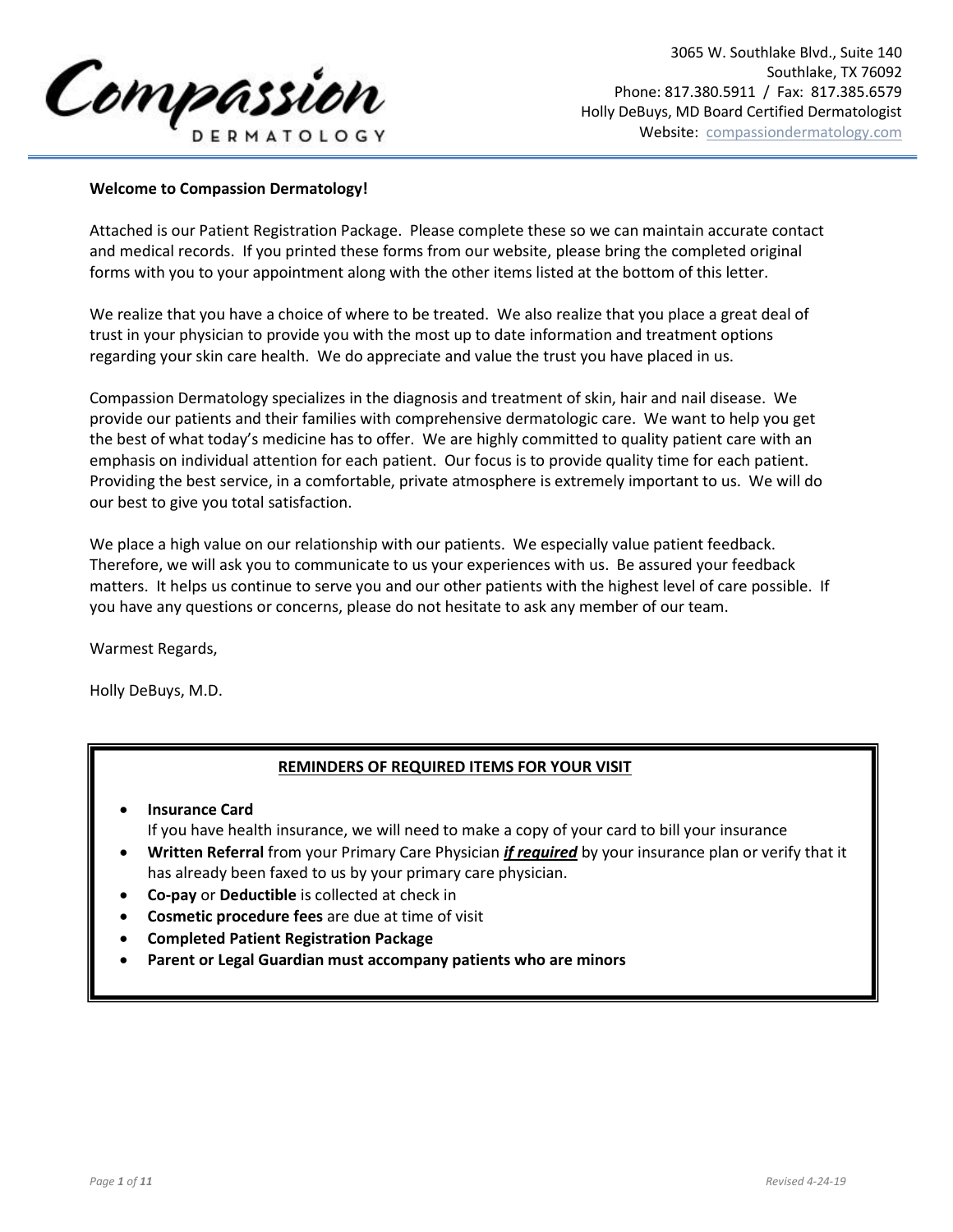**Compassion DERMATOLOGY**

3065 W. Southlake Blvd., Suite 140
Southlake, TX 76092
Phone: 817.380.5911 / Fax: 817.385.6579
Holly DeBuys, MD Board Certified Dermatologist
Website: compassiondermatology.com

**Welcome to Compassion Dermatology!**

Attached is our Patient Registration Package. Please complete these so we can maintain accurate contact and medical records. If you printed these forms from our website, please bring the completed original forms with you to your appointment along with the other items listed at the bottom of this letter.

We realize that you have a choice of where to be treated. We also realize that you place a great deal of trust in your physician to provide you with the most up to date information and treatment options regarding your skin care health. We do appreciate and value the trust you have placed in us.

Compassion Dermatology specializes in the diagnosis and treatment of skin, hair and nail disease. We provide our patients and their families with comprehensive dermatologic care. We want to help you get the best of what today's medicine has to offer. We are highly committed to quality patient care with an emphasis on individual attention for each patient. Our focus is to provide quality time for each patient. Providing the best service, in a comfortable, private atmosphere is extremely important to us. We will do our best to give you total satisfaction.

We place a high value on our relationship with our patients. We especially value patient feedback. Therefore, we will ask you to communicate to us your experiences with us. Be assured your feedback matters. It helps us continue to serve you and our other patients with the highest level of care possible. If you have any questions or concerns, please do not hesitate to ask any member of our team.

Warmest Regards,

Holly DeBuys, M.D.

**REMINDERS OF REQUIRED ITEMS FOR YOUR VISIT**

- **Insurance Card**
  If you have health insurance, we will need to make a copy of your card to bill your insurance
- **Written Referral** from your Primary Care Physician ***if required*** by your insurance plan or verify that it has already been faxed to us by your primary care physician.
- **Co-pay** or **Deductible** is collected at check in
- **Cosmetic procedure fees** are due at time of visit
- **Completed Patient Registration Package**
- **Parent or Legal Guardian must accompany patients who are minors**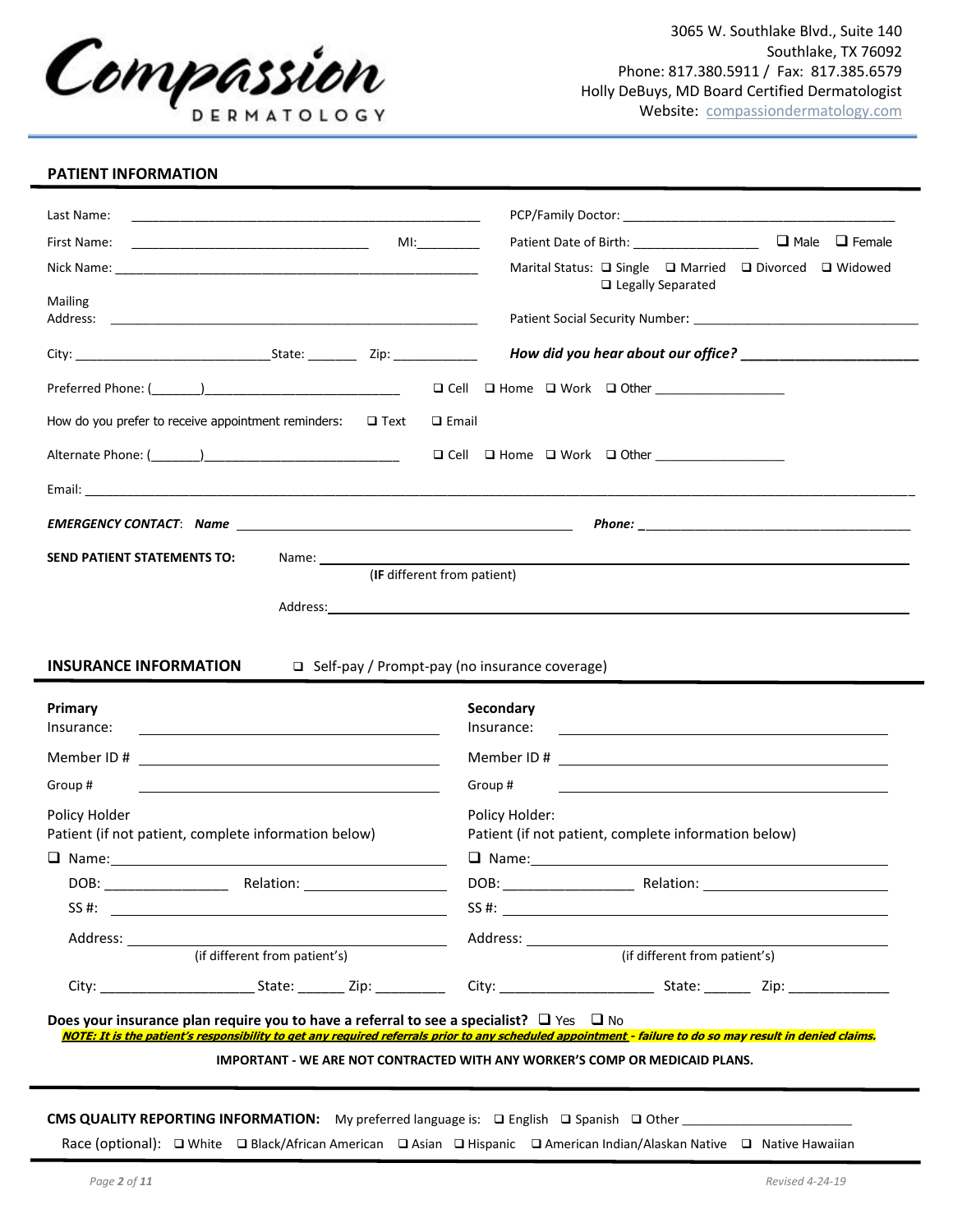Compassion DERMATOLOGY

3065 W. Southlake Blvd., Suite 140
Southlake, TX 76092
Phone: 817.380.5911 / Fax: 817.385.6579
Holly DeBuys, MD Board Certified Dermatologist
Website: compassiondermatology.com

## PATIENT INFORMATION

Last Name: ____________________________________________

PCP/Family Doctor: ____________________________________

First Name: ______________________________ MI:________

Patient Date of Birth: _________________ ❑ Male ❑ Female

Nick Name: ____________________________________________

Marital Status: ❑ Single ❑ Married ❑ Divorced ❑ Widowed ❑ Legally Separated

Mailing Address: ____________________________________________

Patient Social Security Number: ______________________________

City: ___________________________ State: _______ Zip: ____________

***How did you hear about our office?*** ______________________

Preferred Phone: (_______)___________________________ ❑ Cell ❑ Home ❑ Work ❑ Other __________________

How do you prefer to receive appointment reminders: ❑ Text ❑ Email

Alternate Phone: (_______)___________________________ ❑ Cell ❑ Home ❑ Work ❑ Other __________________

Email: ______________________________________________________________________________________

***EMERGENCY CONTACT***: ***Name*** ____________________________________________ ***Phone:*** ____________________________________

**SEND PATIENT STATEMENTS TO:** Name: ______________________________________________________
(**IF** different from patient)

Address: ______________________________________________________

## INSURANCE INFORMATION

❑ Self-pay / Prompt-pay (no insurance coverage)

**Primary**
Insurance: ______________________________

Member ID # ______________________________

Group # ______________________________

Policy Holder
Patient (if not patient, complete information below)

❑ Name: ______________________________

DOB: ________________ Relation: ___________________

SS #: ______________________________

Address: ______________________________
(if different from patient's)

City: ____________________ State: ______ Zip: _________

**Secondary**
Insurance: ______________________________

Member ID # ______________________________

Group # ______________________________

Policy Holder:
Patient (if not patient, complete information below)

❑ Name: ______________________________

DOB: ________________ Relation: ___________________

SS #: ______________________________

Address: ______________________________
(if different from patient's)

City: ____________________ State: ______ Zip: _____________

**Does your insurance plan require you to have a referral to see a specialist?** ❑ Yes ❑ No

***NOTE: It is the patient's responsibility to get any required referrals prior to any scheduled appointment - failure to do so may result in denied claims.***

**IMPORTANT - WE ARE NOT CONTRACTED WITH ANY WORKER'S COMP OR MEDICAID PLANS.**

**CMS QUALITY REPORTING INFORMATION:** My preferred language is: ❑ English ❑ Spanish ❑ Other _______________________

Race (optional): ❑ White ❑ Black/African American ❑ Asian ❑ Hispanic ❑ American Indian/Alaskan Native ❑ Native Hawaiian

Revised 4-24-19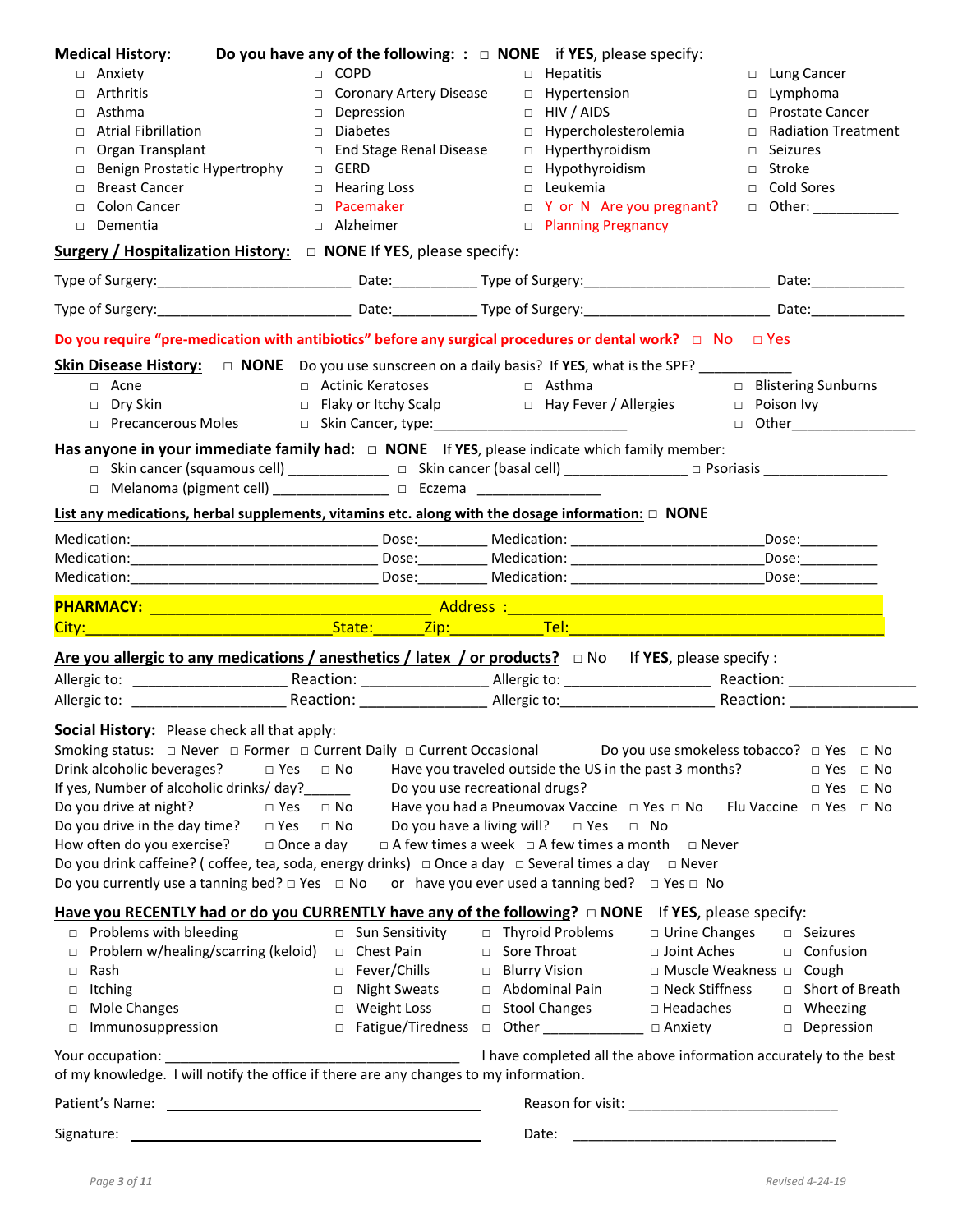**Medical History:** **Do you have any of the following: :** □ **NONE** if **YES**, please specify:

| | | | |
|---|---|---|---|
| □ Anxiety | □ COPD | □ Hepatitis | □ Lung Cancer |
| □ Arthritis | □ Coronary Artery Disease | □ Hypertension | □ Lymphoma |
| □ Asthma | □ Depression | □ HIV / AIDS | □ Prostate Cancer |
| □ Atrial Fibrillation | □ Diabetes | □ Hypercholesterolemia | □ Radiation Treatment |
| □ Organ Transplant | □ End Stage Renal Disease | □ Hyperthyroidism | □ Seizures |
| □ Benign Prostatic Hypertrophy | □ GERD | □ Hypothyroidism | □ Stroke |
| □ Breast Cancer | □ Hearing Loss | □ Leukemia | □ Cold Sores |
| □ Colon Cancer | □ Pacemaker | □ Y or N Are you pregnant? | □ Other: ___________ |
| □ Dementia | □ Alzheimer | □ Planning Pregnancy | |

**Surgery / Hospitalization History:** □ **NONE** If **YES**, please specify:

Type of Surgery:_________________________ Date:___________ Type of Surgery:_______________________ Date:____________

Type of Surgery:_________________________ Date:___________ Type of Surgery:_______________________ Date:____________

**Do you require "pre-medication with antibiotics" before any surgical procedures or dental work?** □ No □ Yes

**Skin Disease History:** □ **NONE** Do you use sunscreen on a daily basis? If **YES**, what is the SPF? ____________

| | | | |
|---|---|---|---|
| □ Acne | □ Actinic Keratoses | □ Asthma | □ Blistering Sunburns |
| □ Dry Skin | □ Flaky or Itchy Scalp | □ Hay Fever / Allergies | □ Poison Ivy |
| □ Precancerous Moles | □ Skin Cancer, type:_________________________ | | □ Other________________ |

**Has anyone in your immediate family had:** □ **NONE** If **YES**, please indicate which family member:

□ Skin cancer (squamous cell) _____________ □ Skin cancer (basal cell) ________________ □ Psoriasis ________________

□ Melanoma (pigment cell) _______________ □ Eczema ________________

**List any medications, herbal supplements, vitamins etc. along with the dosage information:** □ **NONE**

Medication:________________________________ Dose:_________ Medication: _________________________Dose:__________

Medication:________________________________ Dose:_________ Medication: _________________________Dose:__________

Medication:________________________________ Dose:_________ Medication: _________________________Dose:__________

**PHARMACY:** ___________________________________ Address :_______________________________________________

City:______________________________State:______Zip:___________Tel:_____________________________________

**Are you allergic to any medications / anesthetics / latex / or products?** □ No If **YES**, please specify :

Allergic to: ___________________ Reaction: ________________ Allergic to: __________________ Reaction: ________________

Allergic to: ___________________ Reaction: ________________ Allergic to:___________________ Reaction: ________________

**Social History:** Please check all that apply:

Smoking status: □ Never □ Former □ Current Daily □ Current Occasional Do you use smokeless tobacco? □ Yes □ No

Drink alcoholic beverages? □ Yes □ No Have you traveled outside the US in the past 3 months? □ Yes □ No

If yes, Number of alcoholic drinks/ day?______ Do you use recreational drugs? □ Yes □ No

Do you drive at night? □ Yes □ No Have you had a Pneumovax Vaccine □ Yes □ No Flu Vaccine □ Yes □ No

Do you drive in the day time? □ Yes □ No Do you have a living will? □ Yes □ No

How often do you exercise? □ Once a day □ A few times a week □ A few times a month □ Never

Do you drink caffeine? ( coffee, tea, soda, energy drinks) □ Once a day □ Several times a day □ Never

Do you currently use a tanning bed? □ Yes □ No or have you ever used a tanning bed? □ Yes □ No

**Have you RECENTLY had or do you CURRENTLY have any of the following?** □ **NONE** If **YES**, please specify:

| | | | | |
|---|---|---|---|---|
| □ Problems with bleeding | □ Sun Sensitivity | □ Thyroid Problems | □ Urine Changes | □ Seizures |
| □ Problem w/healing/scarring (keloid) | □ Chest Pain | □ Sore Throat | □ Joint Aches | □ Confusion |
| □ Rash | □ Fever/Chills | □ Blurry Vision | □ Muscle Weakness | □ Cough |
| □ Itching | □ Night Sweats | □ Abdominal Pain | □ Neck Stiffness | □ Short of Breath |
| □ Mole Changes | □ Weight Loss | □ Stool Changes | □ Headaches | □ Wheezing |
| □ Immunosuppression | □ Fatigue/Tiredness | □ Other _____________ | □ Anxiety | □ Depression |

Your occupation: ______________________________________ I have completed all the above information accurately to the best of my knowledge. I will notify the office if there are any changes to my information.

Patient's Name: ______________________________________ Reason for visit: ___________________________

Signature: ___________________________________________ Date: ___________________________________

Revised 4-24-19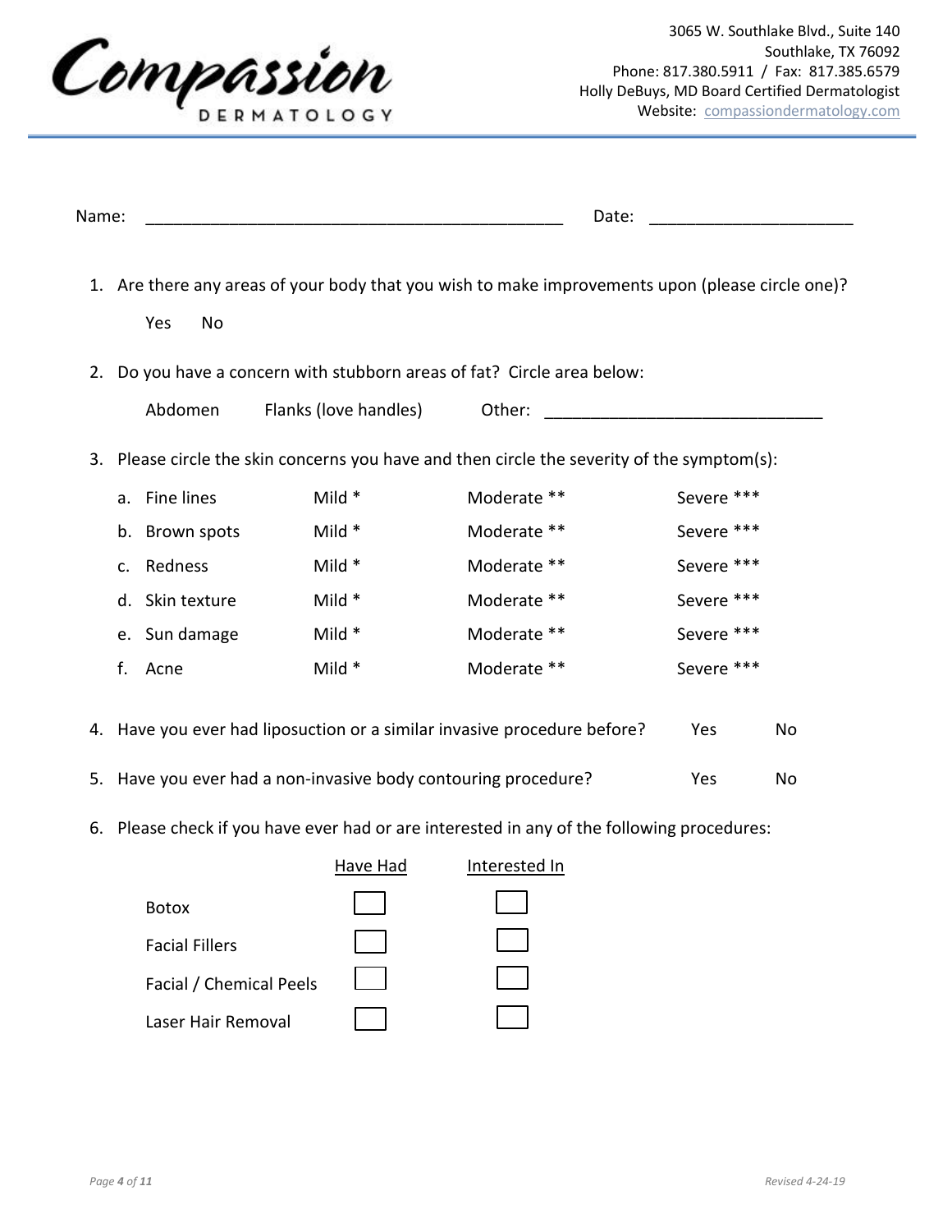Compassion DERMATOLOGY

3065 W. Southlake Blvd., Suite 140
Southlake, TX 76092
Phone: 817.380.5911 / Fax: 817.385.6579
Holly DeBuys, MD Board Certified Dermatologist
Website: compassiondermatology.com

Name: ______________________________________________ Date: _____________________

1. Are there any areas of your body that you wish to make improvements upon (please circle one)?

   Yes   No

2. Do you have a concern with stubborn areas of fat? Circle area below:

   Abdomen   Flanks (love handles)   Other: ______________________________

3. Please circle the skin concerns you have and then circle the severity of the symptom(s):

| | | | |
|---|---|---|---|
| a. Fine lines | Mild * | Moderate ** | Severe *** |
| b. Brown spots | Mild * | Moderate ** | Severe *** |
| c. Redness | Mild * | Moderate ** | Severe *** |
| d. Skin texture | Mild * | Moderate ** | Severe *** |
| e. Sun damage | Mild * | Moderate ** | Severe *** |
| f. Acne | Mild * | Moderate ** | Severe *** |

4. Have you ever had liposuction or a similar invasive procedure before?   Yes   No

5. Have you ever had a non-invasive body contouring procedure?   Yes   No

6. Please check if you have ever had or are interested in any of the following procedures:

| | Have Had | Interested In |
|---|---|---|
| Botox | ☐ | ☐ |
| Facial Fillers | ☐ | ☐ |
| Facial / Chemical Peels | ☐ | ☐ |
| Laser Hair Removal | ☐ | ☐ |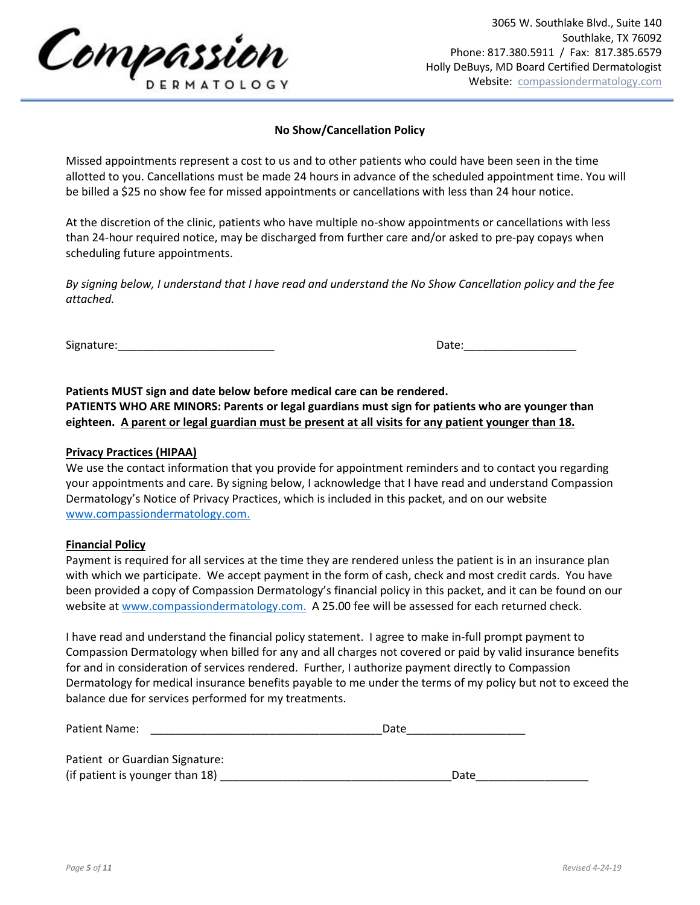Compassion DERMATOLOGY

3065 W. Southlake Blvd., Suite 140
Southlake, TX 76092
Phone: 817.380.5911 / Fax: 817.385.6579
Holly DeBuys, MD Board Certified Dermatologist
Website: compassiondermatology.com

## No Show/Cancellation Policy

Missed appointments represent a cost to us and to other patients who could have been seen in the time allotted to you. Cancellations must be made 24 hours in advance of the scheduled appointment time. You will be billed a $25 no show fee for missed appointments or cancellations with less than 24 hour notice.

At the discretion of the clinic, patients who have multiple no-show appointments or cancellations with less than 24-hour required notice, may be discharged from further care and/or asked to pre-pay copays when scheduling future appointments.

*By signing below, I understand that I have read and understand the No Show Cancellation policy and the fee attached.*

Signature:_________________________ Date:__________________

**Patients MUST sign and date below before medical care can be rendered.**
**PATIENTS WHO ARE MINORS: Parents or legal guardians must sign for patients who are younger than eighteen. <u>A parent or legal guardian must be present at all visits for any patient younger than 18.</u>**

**<u>Privacy Practices (HIPAA)</u>**
We use the contact information that you provide for appointment reminders and to contact you regarding your appointments and care. By signing below, I acknowledge that I have read and understand Compassion Dermatology's Notice of Privacy Practices, which is included in this packet, and on our website www.compassiondermatology.com.

**<u>Financial Policy</u>**
Payment is required for all services at the time they are rendered unless the patient is in an insurance plan with which we participate. We accept payment in the form of cash, check and most credit cards. You have been provided a copy of Compassion Dermatology's financial policy in this packet, and it can be found on our website at www.compassiondermatology.com. A 25.00 fee will be assessed for each returned check.

I have read and understand the financial policy statement. I agree to make in-full prompt payment to Compassion Dermatology when billed for any and all charges not covered or paid by valid insurance benefits for and in consideration of services rendered. Further, I authorize payment directly to Compassion Dermatology for medical insurance benefits payable to me under the terms of my policy but not to exceed the balance due for services performed for my treatments.

Patient Name: ____________________________________Date___________________

Patient or Guardian Signature:
(if patient is younger than 18) ____________________________________Date__________________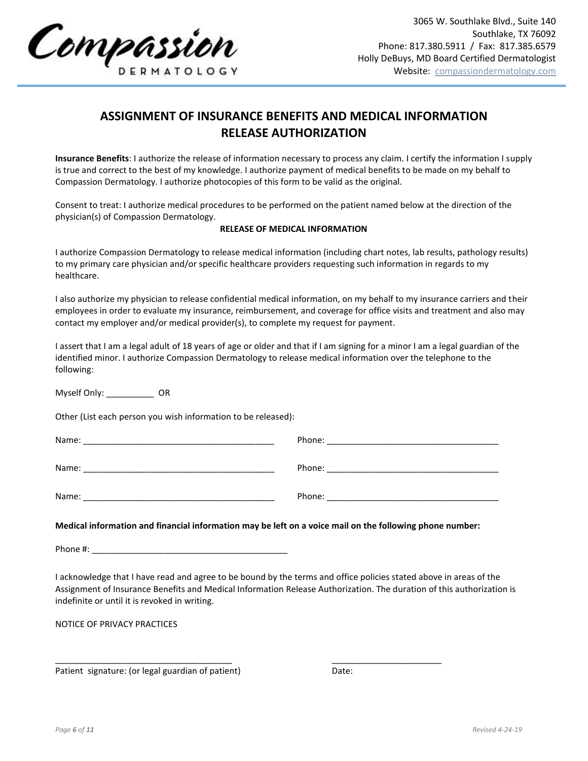Compassion DERMATOLOGY

3065 W. Southlake Blvd., Suite 140
Southlake, TX 76092
Phone: 817.380.5911 / Fax: 817.385.6579
Holly DeBuys, MD Board Certified Dermatologist
Website: compassiondermatology.com

# ASSIGNMENT OF INSURANCE BENEFITS AND MEDICAL INFORMATION RELEASE AUTHORIZATION

**Insurance Benefits**: I authorize the release of information necessary to process any claim. I certify the information I supply is true and correct to the best of my knowledge. I authorize payment of medical benefits to be made on my behalf to Compassion Dermatology. I authorize photocopies of this form to be valid as the original.

Consent to treat: I authorize medical procedures to be performed on the patient named below at the direction of the physician(s) of Compassion Dermatology.

**RELEASE OF MEDICAL INFORMATION**

I authorize Compassion Dermatology to release medical information (including chart notes, lab results, pathology results) to my primary care physician and/or specific healthcare providers requesting such information in regards to my healthcare.

I also authorize my physician to release confidential medical information, on my behalf to my insurance carriers and their employees in order to evaluate my insurance, reimbursement, and coverage for office visits and treatment and also may contact my employer and/or medical provider(s), to complete my request for payment.

I assert that I am a legal adult of 18 years of age or older and that if I am signing for a minor I am a legal guardian of the identified minor. I authorize Compassion Dermatology to release medical information over the telephone to the following:

Myself Only: __________ OR

Other (List each person you wish information to be released):

Name: ________________________________________ Phone: ____________________________________

Name: ________________________________________ Phone: ____________________________________

Name: ________________________________________ Phone: ____________________________________

**Medical information and financial information may be left on a voice mail on the following phone number:**

Phone #: __________________________________________

I acknowledge that I have read and agree to be bound by the terms and office policies stated above in areas of the Assignment of Insurance Benefits and Medical Information Release Authorization. The duration of this authorization is indefinite or until it is revoked in writing.

NOTICE OF PRIVACY PRACTICES

_____________________________________ _______________________

Patient signature: (or legal guardian of patient) Date:

Revised 4-24-19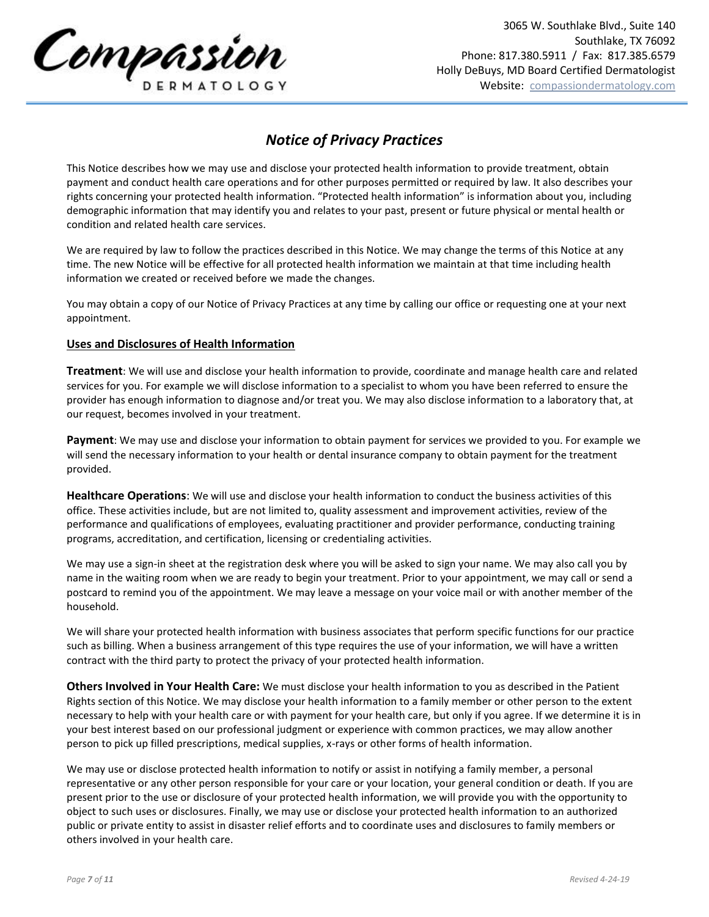# Notice of Privacy Practices

This Notice describes how we may use and disclose your protected health information to provide treatment, obtain payment and conduct health care operations and for other purposes permitted or required by law. It also describes your rights concerning your protected health information. "Protected health information" is information about you, including demographic information that may identify you and relates to your past, present or future physical or mental health or condition and related health care services.

We are required by law to follow the practices described in this Notice. We may change the terms of this Notice at any time. The new Notice will be effective for all protected health information we maintain at that time including health information we created or received before we made the changes.

You may obtain a copy of our Notice of Privacy Practices at any time by calling our office or requesting one at your next appointment.

## Uses and Disclosures of Health Information

**Treatment**: We will use and disclose your health information to provide, coordinate and manage health care and related services for you. For example we will disclose information to a specialist to whom you have been referred to ensure the provider has enough information to diagnose and/or treat you. We may also disclose information to a laboratory that, at our request, becomes involved in your treatment.

**Payment**: We may use and disclose your information to obtain payment for services we provided to you. For example we will send the necessary information to your health or dental insurance company to obtain payment for the treatment provided.

**Healthcare Operations**: We will use and disclose your health information to conduct the business activities of this office. These activities include, but are not limited to, quality assessment and improvement activities, review of the performance and qualifications of employees, evaluating practitioner and provider performance, conducting training programs, accreditation, and certification, licensing or credentialing activities.

We may use a sign-in sheet at the registration desk where you will be asked to sign your name. We may also call you by name in the waiting room when we are ready to begin your treatment. Prior to your appointment, we may call or send a postcard to remind you of the appointment. We may leave a message on your voice mail or with another member of the household.

We will share your protected health information with business associates that perform specific functions for our practice such as billing. When a business arrangement of this type requires the use of your information, we will have a written contract with the third party to protect the privacy of your protected health information.

**Others Involved in Your Health Care:** We must disclose your health information to you as described in the Patient Rights section of this Notice. We may disclose your health information to a family member or other person to the extent necessary to help with your health care or with payment for your health care, but only if you agree. If we determine it is in your best interest based on our professional judgment or experience with common practices, we may allow another person to pick up filled prescriptions, medical supplies, x-rays or other forms of health information.

We may use or disclose protected health information to notify or assist in notifying a family member, a personal representative or any other person responsible for your care or your location, your general condition or death. If you are present prior to the use or disclosure of your protected health information, we will provide you with the opportunity to object to such uses or disclosures. Finally, we may use or disclose your protected health information to an authorized public or private entity to assist in disaster relief efforts and to coordinate uses and disclosures to family members or others involved in your health care.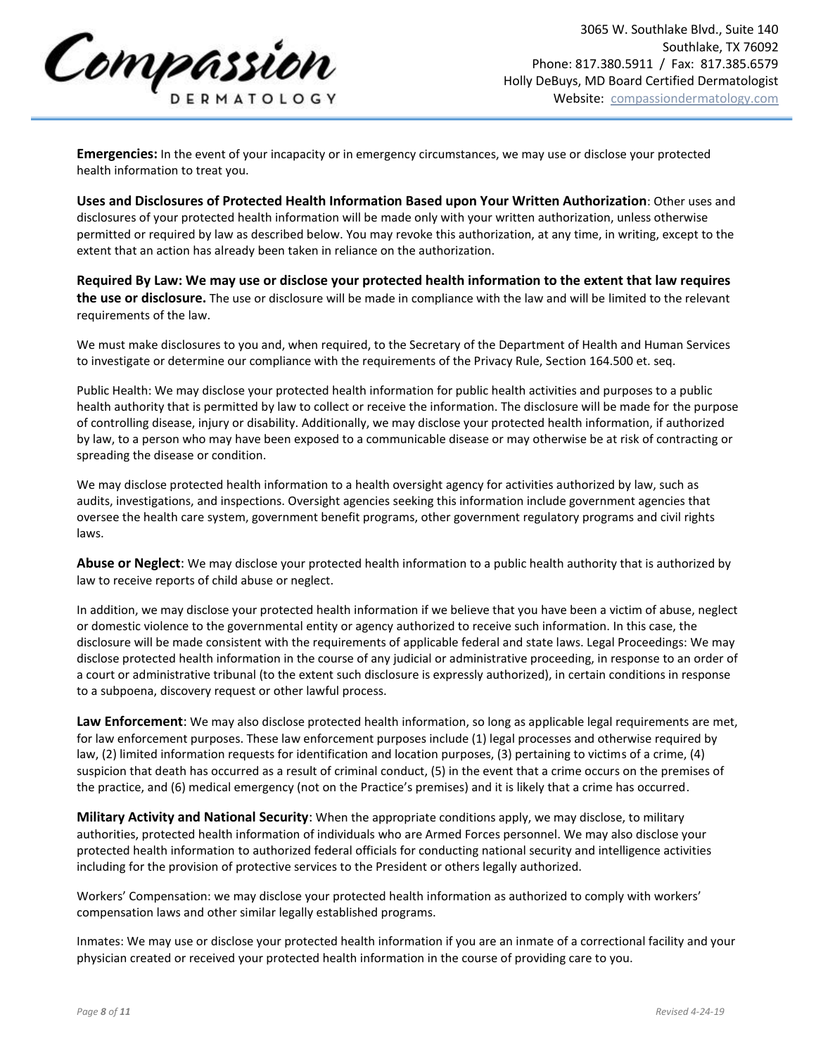**Emergencies:** In the event of your incapacity or in emergency circumstances, we may use or disclose your protected health information to treat you.

**Uses and Disclosures of Protected Health Information Based upon Your Written Authorization**: Other uses and disclosures of your protected health information will be made only with your written authorization, unless otherwise permitted or required by law as described below. You may revoke this authorization, at any time, in writing, except to the extent that an action has already been taken in reliance on the authorization.

**Required By Law: We may use or disclose your protected health information to the extent that law requires the use or disclosure.** The use or disclosure will be made in compliance with the law and will be limited to the relevant requirements of the law.

We must make disclosures to you and, when required, to the Secretary of the Department of Health and Human Services to investigate or determine our compliance with the requirements of the Privacy Rule, Section 164.500 et. seq.

Public Health: We may disclose your protected health information for public health activities and purposes to a public health authority that is permitted by law to collect or receive the information. The disclosure will be made for the purpose of controlling disease, injury or disability. Additionally, we may disclose your protected health information, if authorized by law, to a person who may have been exposed to a communicable disease or may otherwise be at risk of contracting or spreading the disease or condition.

We may disclose protected health information to a health oversight agency for activities authorized by law, such as audits, investigations, and inspections. Oversight agencies seeking this information include government agencies that oversee the health care system, government benefit programs, other government regulatory programs and civil rights laws.

**Abuse or Neglect**: We may disclose your protected health information to a public health authority that is authorized by law to receive reports of child abuse or neglect.

In addition, we may disclose your protected health information if we believe that you have been a victim of abuse, neglect or domestic violence to the governmental entity or agency authorized to receive such information. In this case, the disclosure will be made consistent with the requirements of applicable federal and state laws. Legal Proceedings: We may disclose protected health information in the course of any judicial or administrative proceeding, in response to an order of a court or administrative tribunal (to the extent such disclosure is expressly authorized), in certain conditions in response to a subpoena, discovery request or other lawful process.

**Law Enforcement**: We may also disclose protected health information, so long as applicable legal requirements are met, for law enforcement purposes. These law enforcement purposes include (1) legal processes and otherwise required by law, (2) limited information requests for identification and location purposes, (3) pertaining to victims of a crime, (4) suspicion that death has occurred as a result of criminal conduct, (5) in the event that a crime occurs on the premises of the practice, and (6) medical emergency (not on the Practice's premises) and it is likely that a crime has occurred.

**Military Activity and National Security**: When the appropriate conditions apply, we may disclose, to military authorities, protected health information of individuals who are Armed Forces personnel. We may also disclose your protected health information to authorized federal officials for conducting national security and intelligence activities including for the provision of protective services to the President or others legally authorized.

Workers' Compensation: we may disclose your protected health information as authorized to comply with workers' compensation laws and other similar legally established programs.

Inmates: We may use or disclose your protected health information if you are an inmate of a correctional facility and your physician created or received your protected health information in the course of providing care to you.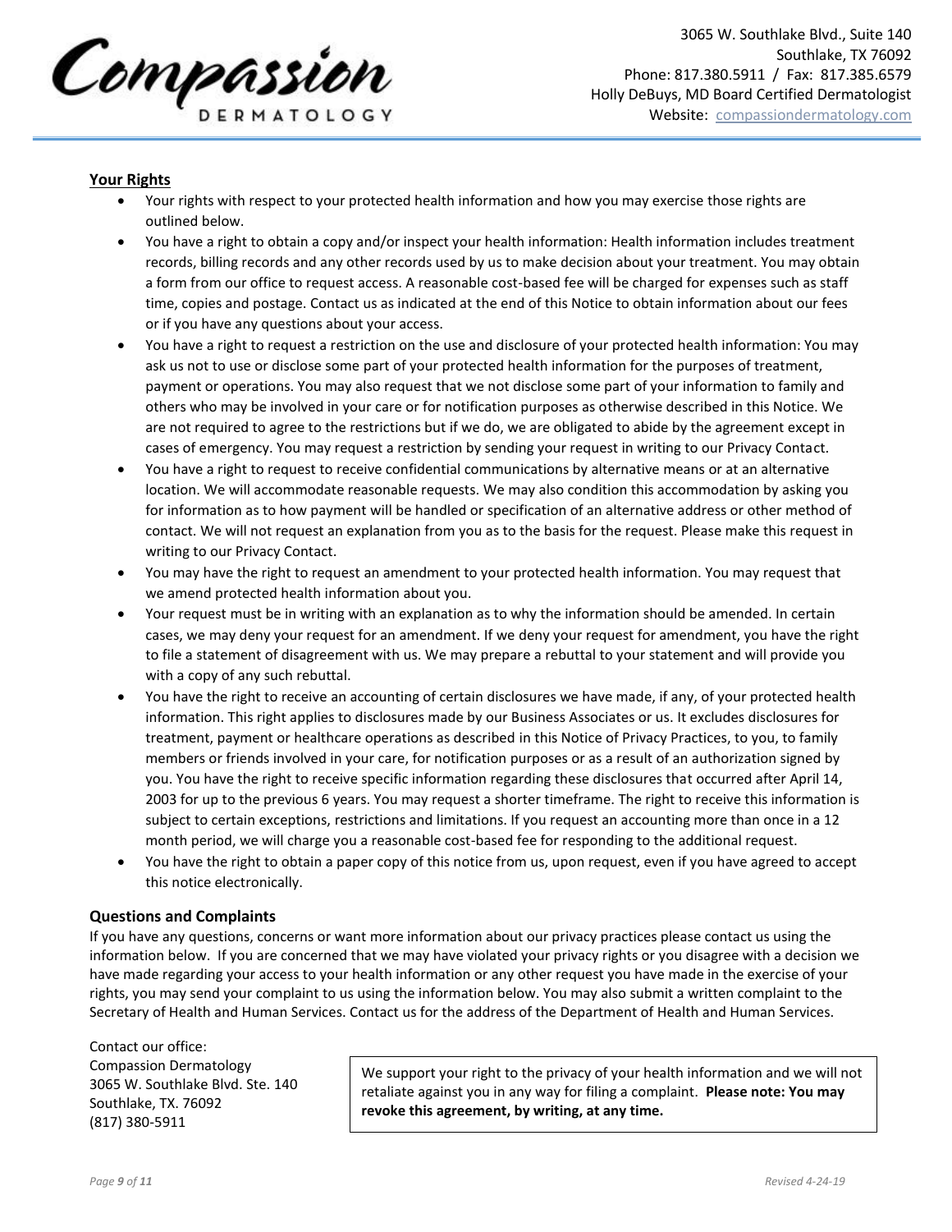## Your Rights

- Your rights with respect to your protected health information and how you may exercise those rights are outlined below.
- You have a right to obtain a copy and/or inspect your health information: Health information includes treatment records, billing records and any other records used by us to make decision about your treatment. You may obtain a form from our office to request access. A reasonable cost-based fee will be charged for expenses such as staff time, copies and postage. Contact us as indicated at the end of this Notice to obtain information about our fees or if you have any questions about your access.
- You have a right to request a restriction on the use and disclosure of your protected health information: You may ask us not to use or disclose some part of your protected health information for the purposes of treatment, payment or operations. You may also request that we not disclose some part of your information to family and others who may be involved in your care or for notification purposes as otherwise described in this Notice. We are not required to agree to the restrictions but if we do, we are obligated to abide by the agreement except in cases of emergency. You may request a restriction by sending your request in writing to our Privacy Contact.
- You have a right to request to receive confidential communications by alternative means or at an alternative location. We will accommodate reasonable requests. We may also condition this accommodation by asking you for information as to how payment will be handled or specification of an alternative address or other method of contact. We will not request an explanation from you as to the basis for the request. Please make this request in writing to our Privacy Contact.
- You may have the right to request an amendment to your protected health information. You may request that we amend protected health information about you.
- Your request must be in writing with an explanation as to why the information should be amended. In certain cases, we may deny your request for an amendment. If we deny your request for amendment, you have the right to file a statement of disagreement with us. We may prepare a rebuttal to your statement and will provide you with a copy of any such rebuttal.
- You have the right to receive an accounting of certain disclosures we have made, if any, of your protected health information. This right applies to disclosures made by our Business Associates or us. It excludes disclosures for treatment, payment or healthcare operations as described in this Notice of Privacy Practices, to you, to family members or friends involved in your care, for notification purposes or as a result of an authorization signed by you. You have the right to receive specific information regarding these disclosures that occurred after April 14, 2003 for up to the previous 6 years. You may request a shorter timeframe. The right to receive this information is subject to certain exceptions, restrictions and limitations. If you request an accounting more than once in a 12 month period, we will charge you a reasonable cost-based fee for responding to the additional request.
- You have the right to obtain a paper copy of this notice from us, upon request, even if you have agreed to accept this notice electronically.

### Questions and Complaints

If you have any questions, concerns or want more information about our privacy practices please contact us using the information below. If you are concerned that we may have violated your privacy rights or you disagree with a decision we have made regarding your access to your health information or any other request you have made in the exercise of your rights, you may send your complaint to us using the information below. You may also submit a written complaint to the Secretary of Health and Human Services. Contact us for the address of the Department of Health and Human Services.

Contact our office:
Compassion Dermatology
3065 W. Southlake Blvd. Ste. 140
Southlake, TX. 76092
(817) 380-5911

We support your right to the privacy of your health information and we will not retaliate against you in any way for filing a complaint. **Please note: You may revoke this agreement, by writing, at any time.**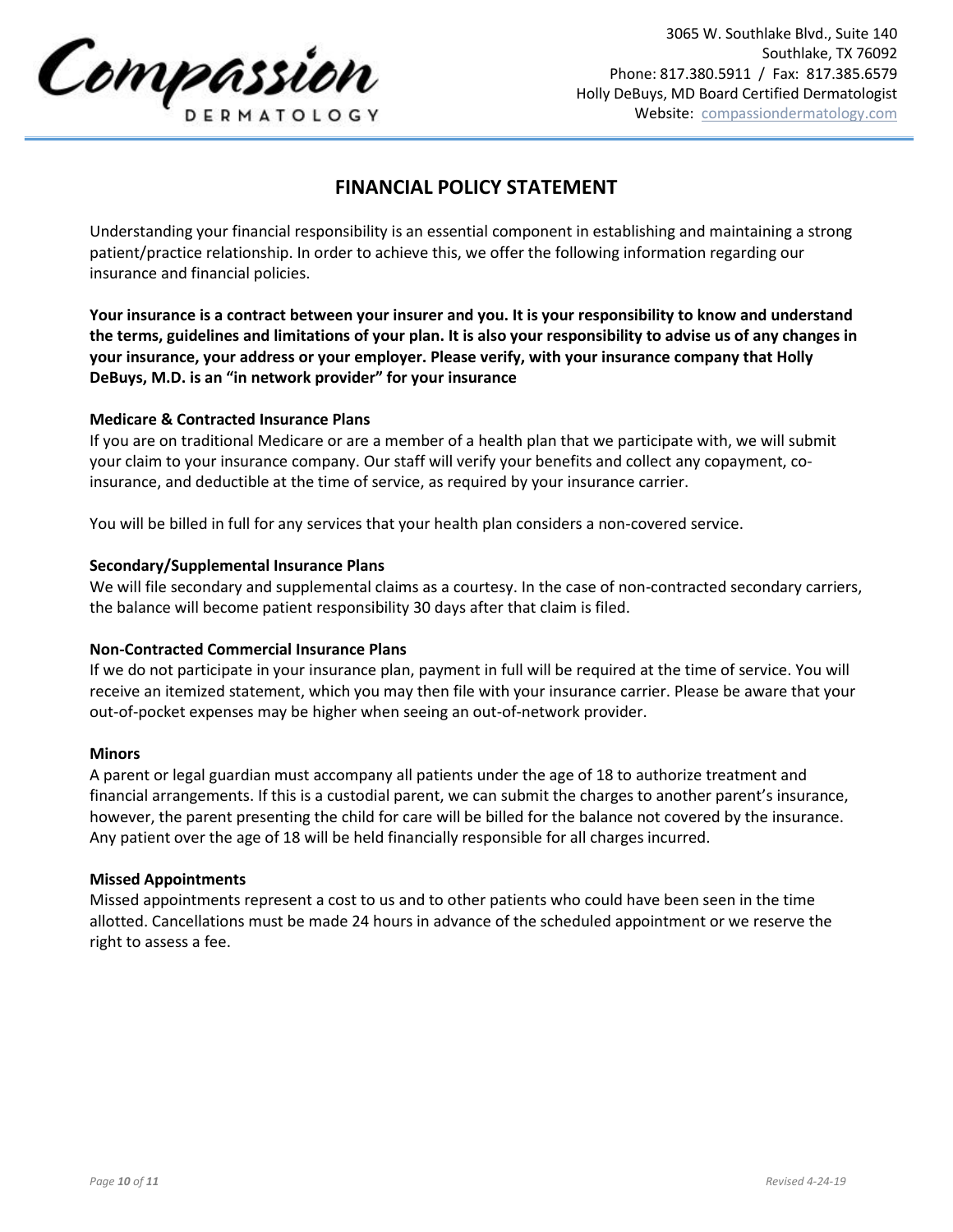Compassion DERMATOLOGY

3065 W. Southlake Blvd., Suite 140
Southlake, TX 76092
Phone: 817.380.5911 / Fax: 817.385.6579
Holly DeBuys, MD Board Certified Dermatologist
Website: compassiondermatology.com

# FINANCIAL POLICY STATEMENT

Understanding your financial responsibility is an essential component in establishing and maintaining a strong patient/practice relationship. In order to achieve this, we offer the following information regarding our insurance and financial policies.

**Your insurance is a contract between your insurer and you. It is your responsibility to know and understand the terms, guidelines and limitations of your plan. It is also your responsibility to advise us of any changes in your insurance, your address or your employer. Please verify, with your insurance company that Holly DeBuys, M.D. is an "in network provider" for your insurance**

**Medicare & Contracted Insurance Plans**

If you are on traditional Medicare or are a member of a health plan that we participate with, we will submit your claim to your insurance company. Our staff will verify your benefits and collect any copayment, co-insurance, and deductible at the time of service, as required by your insurance carrier.

You will be billed in full for any services that your health plan considers a non-covered service.

**Secondary/Supplemental Insurance Plans**

We will file secondary and supplemental claims as a courtesy. In the case of non-contracted secondary carriers, the balance will become patient responsibility 30 days after that claim is filed.

**Non-Contracted Commercial Insurance Plans**

If we do not participate in your insurance plan, payment in full will be required at the time of service. You will receive an itemized statement, which you may then file with your insurance carrier. Please be aware that your out-of-pocket expenses may be higher when seeing an out-of-network provider.

**Minors**

A parent or legal guardian must accompany all patients under the age of 18 to authorize treatment and financial arrangements. If this is a custodial parent, we can submit the charges to another parent's insurance, however, the parent presenting the child for care will be billed for the balance not covered by the insurance. Any patient over the age of 18 will be held financially responsible for all charges incurred.

**Missed Appointments**

Missed appointments represent a cost to us and to other patients who could have been seen in the time allotted. Cancellations must be made 24 hours in advance of the scheduled appointment or we reserve the right to assess a fee.

*Revised 4-24-19*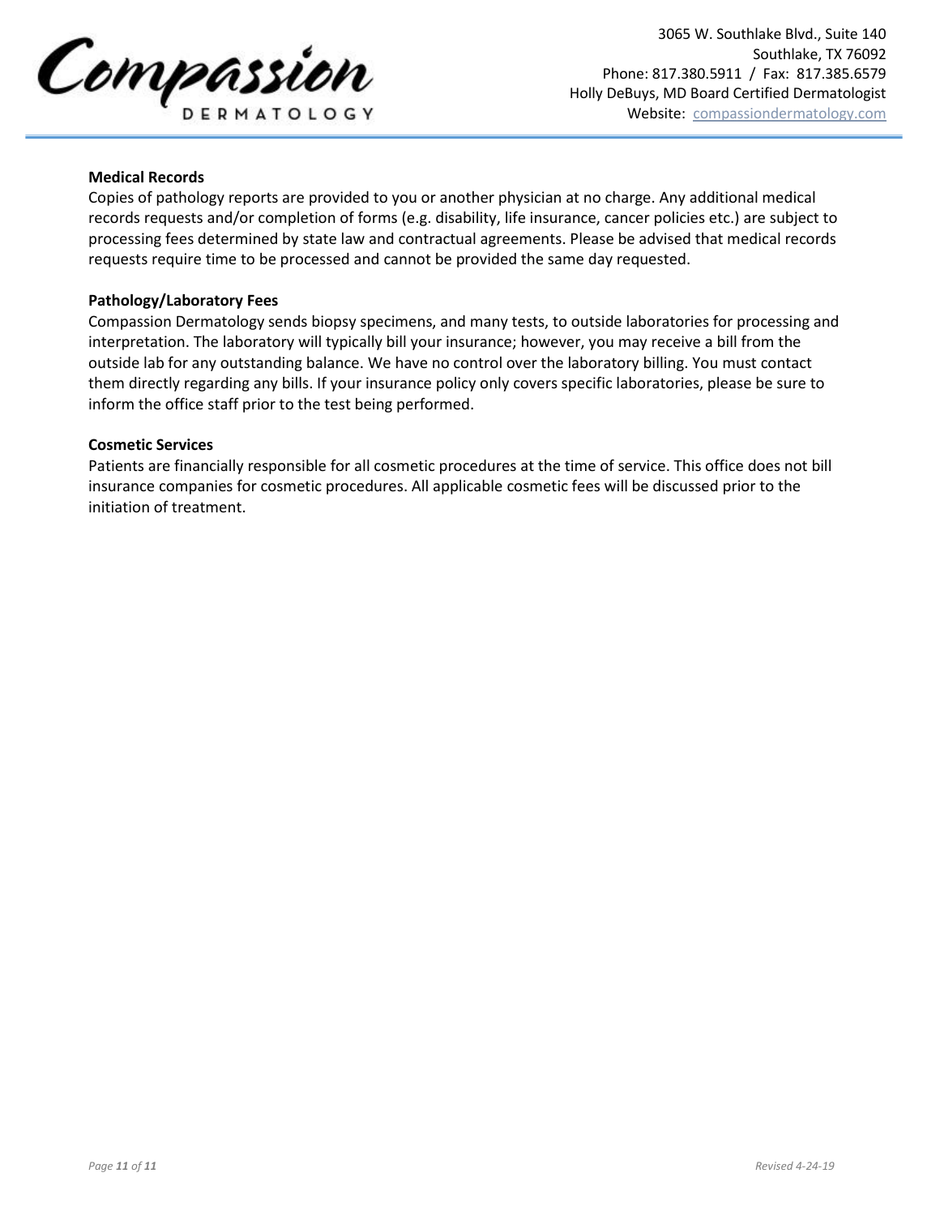### Medical Records

Copies of pathology reports are provided to you or another physician at no charge. Any additional medical records requests and/or completion of forms (e.g. disability, life insurance, cancer policies etc.) are subject to processing fees determined by state law and contractual agreements. Please be advised that medical records requests require time to be processed and cannot be provided the same day requested.

### Pathology/Laboratory Fees

Compassion Dermatology sends biopsy specimens, and many tests, to outside laboratories for processing and interpretation. The laboratory will typically bill your insurance; however, you may receive a bill from the outside lab for any outstanding balance. We have no control over the laboratory billing. You must contact them directly regarding any bills. If your insurance policy only covers specific laboratories, please be sure to inform the office staff prior to the test being performed.

### Cosmetic Services

Patients are financially responsible for all cosmetic procedures at the time of service. This office does not bill insurance companies for cosmetic procedures. All applicable cosmetic fees will be discussed prior to the initiation of treatment.